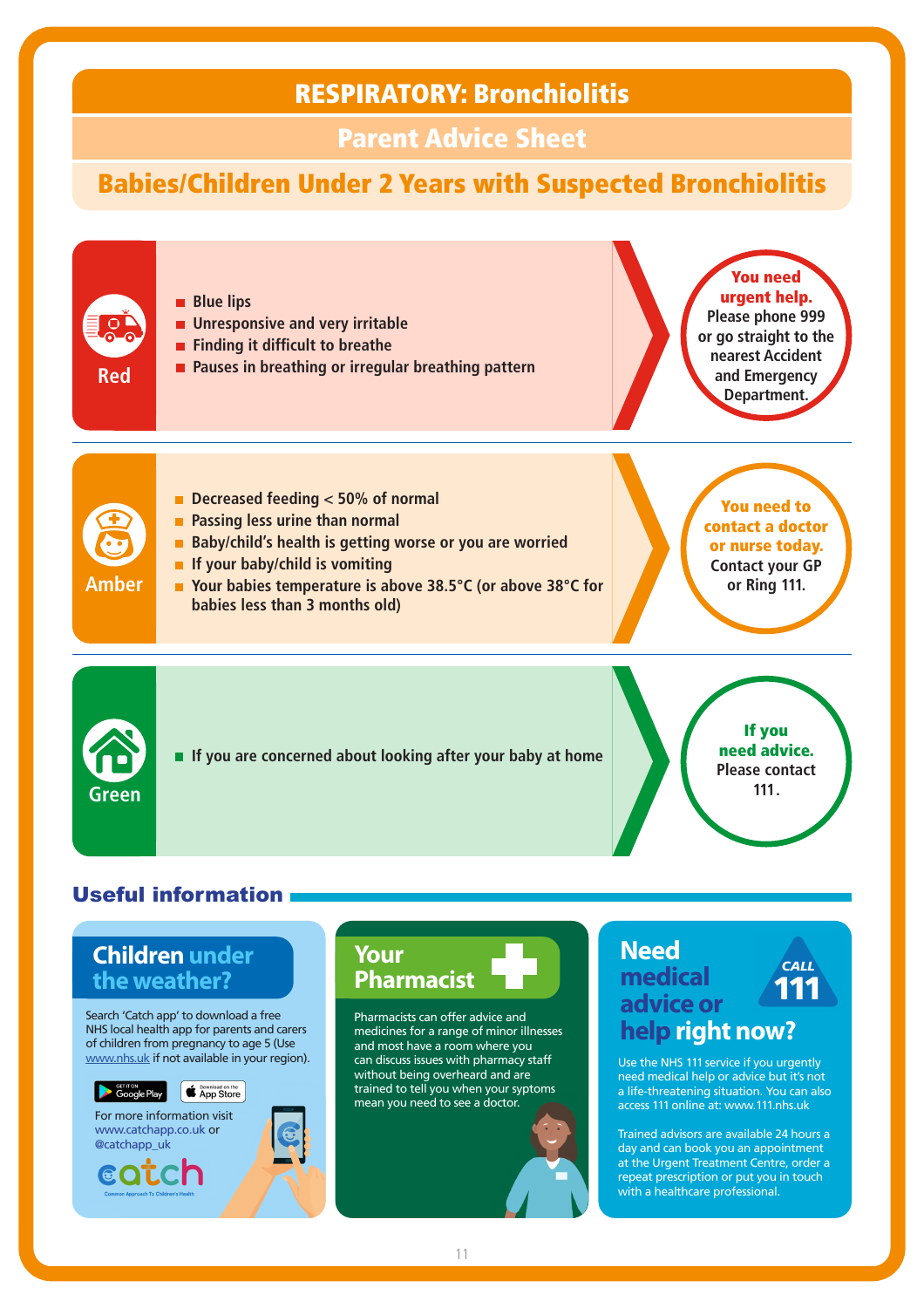# RESPIRATORY: Bronchiolitis

## Parent Advice Sheet

## Babies/Children Under 2 Years with Suspected Bronchiolitis

### Red

- Blue lips
- Unresponsive and very irritable
- Finding it difficult to breathe
- Pauses in breathing or irregular breathing pattern

**You need urgent help.** Please phone 999 or go straight to the nearest Accident and Emergency Department.

### Amber

- Decreased feeding < 50% of normal
- Passing less urine than normal
- Baby/child's health is getting worse or you are worried
- If your baby/child is vomiting
- Your babies temperature is above 38.5°C (or above 38°C for babies less than 3 months old)

**You need to contact a doctor or nurse today.** Contact your GP or Ring 111.

### Green

- If you are concerned about looking after your baby at home

**If you need advice.** Please contact 111.

## Useful information

### Children under the weather?

Search 'Catch app' to download a free NHS local health app for parents and carers of children from pregnancy to age 5 (Use www.nhs.uk if not available in your region).

GET IT ON Google Play | Download on the App Store

For more information visit www.catchapp.co.uk or @catchapp_uk

catch – Common Approach To Children's Health

### Your Pharmacist

Pharmacists can offer advice and medicines for a range of minor illnesses and most have a room where you can discuss issues with pharmacy staff without being overheard and are trained to tell you when your syptoms mean you need to see a doctor.

### Need medical advice or help right now?

CALL 111

Use the NHS 111 service if you urgently need medical help or advice but it's not a life-threatening situation. You can also access 111 online at: www.111.nhs.uk

Trained advisors are available 24 hours a day and can book you an appointment at the Urgent Treatment Centre, order a repeat prescription or put you in touch with a healthcare professional.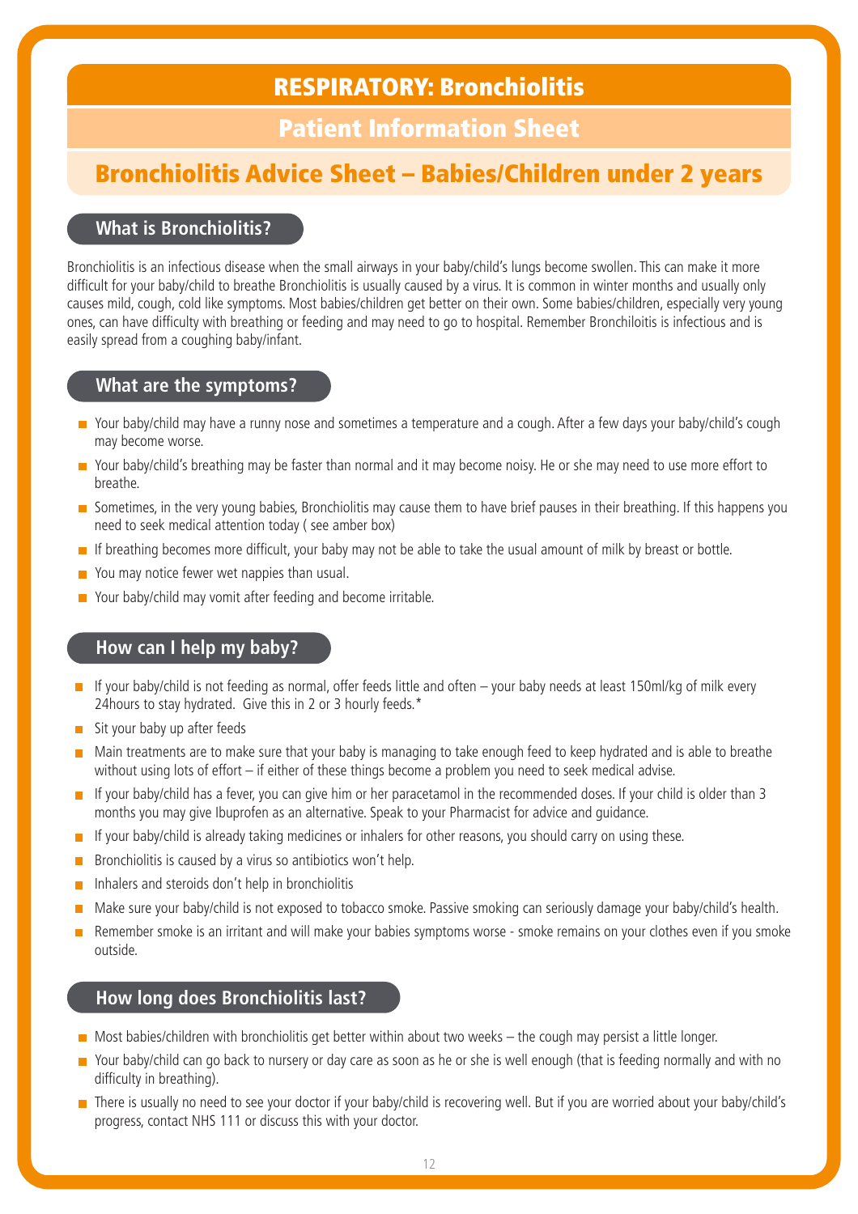# RESPIRATORY: Bronchiolitis

## Patient Information Sheet

## Bronchiolitis Advice Sheet – Babies/Children under 2 years

### What is Bronchiolitis?

Bronchiolitis is an infectious disease when the small airways in your baby/child's lungs become swollen. This can make it more difficult for your baby/child to breathe Bronchiolitis is usually caused by a virus. It is common in winter months and usually only causes mild, cough, cold like symptoms. Most babies/children get better on their own. Some babies/children, especially very young ones, can have difficulty with breathing or feeding and may need to go to hospital. Remember Bronchiloitis is infectious and is easily spread from a coughing baby/infant.

### What are the symptoms?

- Your baby/child may have a runny nose and sometimes a temperature and a cough. After a few days your baby/child's cough may become worse.
- Your baby/child's breathing may be faster than normal and it may become noisy. He or she may need to use more effort to breathe.
- Sometimes, in the very young babies, Bronchiolitis may cause them to have brief pauses in their breathing. If this happens you need to seek medical attention today ( see amber box)
- If breathing becomes more difficult, your baby may not be able to take the usual amount of milk by breast or bottle.
- You may notice fewer wet nappies than usual.
- Your baby/child may vomit after feeding and become irritable.

### How can I help my baby?

- If your baby/child is not feeding as normal, offer feeds little and often – your baby needs at least 150ml/kg of milk every 24hours to stay hydrated. Give this in 2 or 3 hourly feeds.*
- Sit your baby up after feeds
- Main treatments are to make sure that your baby is managing to take enough feed to keep hydrated and is able to breathe without using lots of effort – if either of these things become a problem you need to seek medical advise.
- If your baby/child has a fever, you can give him or her paracetamol in the recommended doses. If your child is older than 3 months you may give Ibuprofen as an alternative. Speak to your Pharmacist for advice and guidance.
- If your baby/child is already taking medicines or inhalers for other reasons, you should carry on using these.
- Bronchiolitis is caused by a virus so antibiotics won't help.
- Inhalers and steroids don't help in bronchiolitis
- Make sure your baby/child is not exposed to tobacco smoke. Passive smoking can seriously damage your baby/child's health.
- Remember smoke is an irritant and will make your babies symptoms worse - smoke remains on your clothes even if you smoke outside.

### How long does Bronchiolitis last?

- Most babies/children with bronchiolitis get better within about two weeks – the cough may persist a little longer.
- Your baby/child can go back to nursery or day care as soon as he or she is well enough (that is feeding normally and with no difficulty in breathing).
- There is usually no need to see your doctor if your baby/child is recovering well. But if you are worried about your baby/child's progress, contact NHS 111 or discuss this with your doctor.